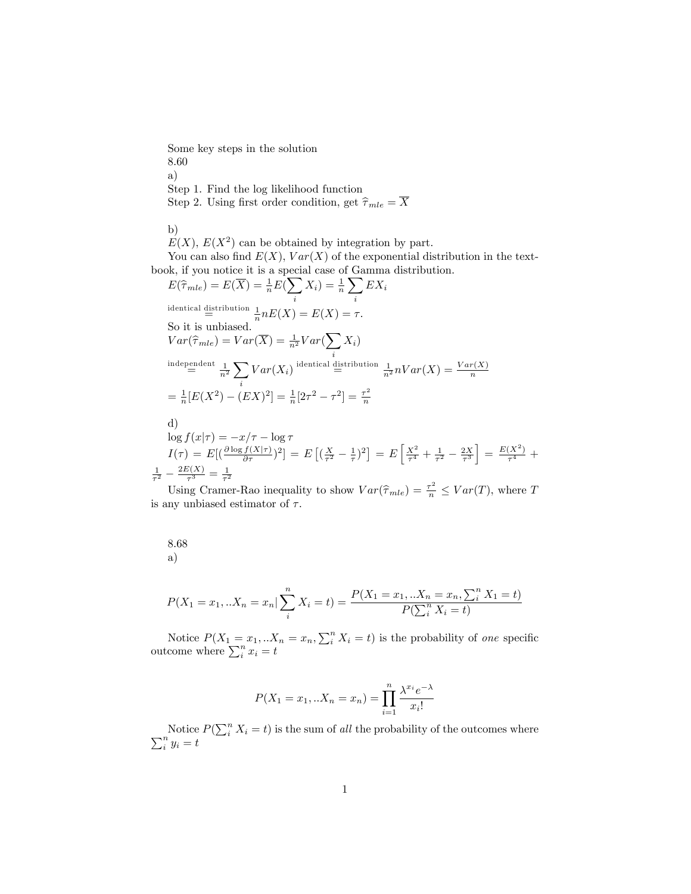Some key steps in the solution

8.60

a)

Step 1. Find the log likelihood function

Step 2. Using first order condition, get $\widehat{\tau}_{mle} = \overline{X}$

b)

$E(X)$, $E(X^2)$ can be obtained by integration by part.

You can also find $E(X)$, $Var(X)$ of the exponential distribution in the textbook, if you notice it is a special case of Gamma distribution.

$E(\widehat{\tau}_{mle}) = E(\overline{X}) = \frac{1}{n}E(\sum_i X_i) = \frac{1}{n}\sum_i EX_i$

$\overset{\text{identical distribution}}{=} \frac{1}{n}nE(X) = E(X) = \tau.$

So it is unbiased.

$Var(\widehat{\tau}_{mle}) = Var(\overline{X}) = \frac{1}{n^2}Var(\sum_i X_i)$

$\overset{\text{independent}}{=} \frac{1}{n^2}\sum_i Var(X_i) \overset{\text{identical distribution}}{=} \frac{1}{n^2}nVar(X) = \frac{Var(X)}{n}$

$= \frac{1}{n}[E(X^2) - (EX)^2] = \frac{1}{n}[2\tau^2 - \tau^2] = \frac{\tau^2}{n}$

d)

$\log f(x|\tau) = -x/\tau - \log\tau$

$I(\tau) = E[(\frac{\partial \log f(X|\tau)}{\partial\tau})^2] = E\left[(\frac{X}{\tau^2} - \frac{1}{\tau})^2\right] = E\left[\frac{X^2}{\tau^4} + \frac{1}{\tau^2} - \frac{2X}{\tau^3}\right] = \frac{E(X^2)}{\tau^4} + \frac{1}{\tau^2} - \frac{2E(X)}{\tau^3} = \frac{1}{\tau^2}$

Using Cramer-Rao inequality to show $Var(\widehat{\tau}_{mle}) = \frac{\tau^2}{n} \le Var(T)$, where $T$ is any unbiased estimator of $\tau$.

8.68

a)

$$P(X_1 = x_1, ..X_n = x_n | \sum_i^n X_i = t) = \frac{P(X_1 = x_1, ..X_n = x_n, \sum_i^n X_1 = t)}{P(\sum_i^n X_i = t)}$$

Notice $P(X_1 = x_1, ..X_n = x_n, \sum_i^n X_i = t)$ is the probability of *one* specific outcome where $\sum_i^n x_i = t$

$$P(X_1 = x_1, ..X_n = x_n) = \prod_{i=1}^n \frac{\lambda^{x_i} e^{-\lambda}}{x_i!}$$

Notice $P(\sum_i^n X_i = t)$ is the sum of *all* the probability of the outcomes where $\sum_i^n y_i = t$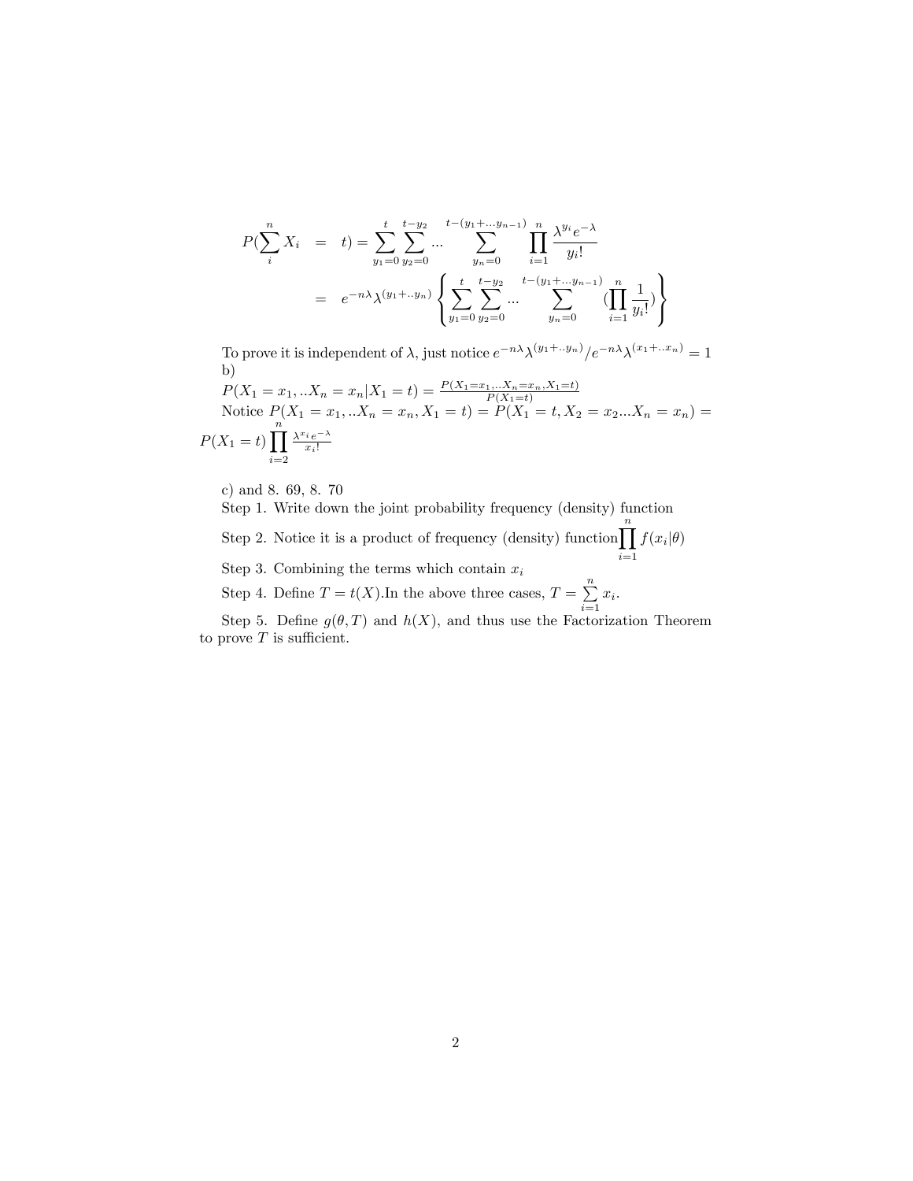$$
\begin{aligned}
P(\sum_i^n X_i &= t) = \sum_{y_1=0}^{t} \sum_{y_2=0}^{t-y_2} ... \sum_{y_n=0}^{t-(y_1+...y_{n-1})} \prod_{i=1}^{n} \frac{\lambda^{y_i} e^{-\lambda}}{y_i!} \\
&= e^{-n\lambda} \lambda^{(y_1+..y_n)} \left\{ \sum_{y_1=0}^{t} \sum_{y_2=0}^{t-y_2} ... \sum_{y_n=0}^{t-(y_1+...y_{n-1})} (\prod_{i=1}^{n} \frac{1}{y_i!}) \right\}
\end{aligned}
$$

To prove it is independent of $\lambda$, just notice $e^{-n\lambda}\lambda^{(y_1+..y_n)}/e^{-n\lambda}\lambda^{(x_1+..x_n)} = 1$

b)

$P(X_1 = x_1, ..X_n = x_n | X_1 = t) = \frac{P(X_1=x_1,..X_n=x_n, X_1=t)}{P(X_1=t)}$

Notice $P(X_1 = x_1, ..X_n = x_n, X_1 = t) = P(X_1 = t, X_2 = x_2...X_n = x_n) = P(X_1 = t)\prod_{i=2}^{n} \frac{\lambda^{x_i} e^{-\lambda}}{x_i!}$

c) and 8. 69, 8. 70

Step 1. Write down the joint probability frequency (density) function

Step 2. Notice it is a product of frequency (density) function $\prod_{i=1}^{n} f(x_i|\theta)$

Step 3. Combining the terms which contain $x_i$

Step 4. Define $T = t(X)$.In the above three cases, $T = \sum_{i=1}^{n} x_i$.

Step 5. Define $g(\theta, T)$ and $h(X)$, and thus use the Factorization Theorem to prove $T$ is sufficient.